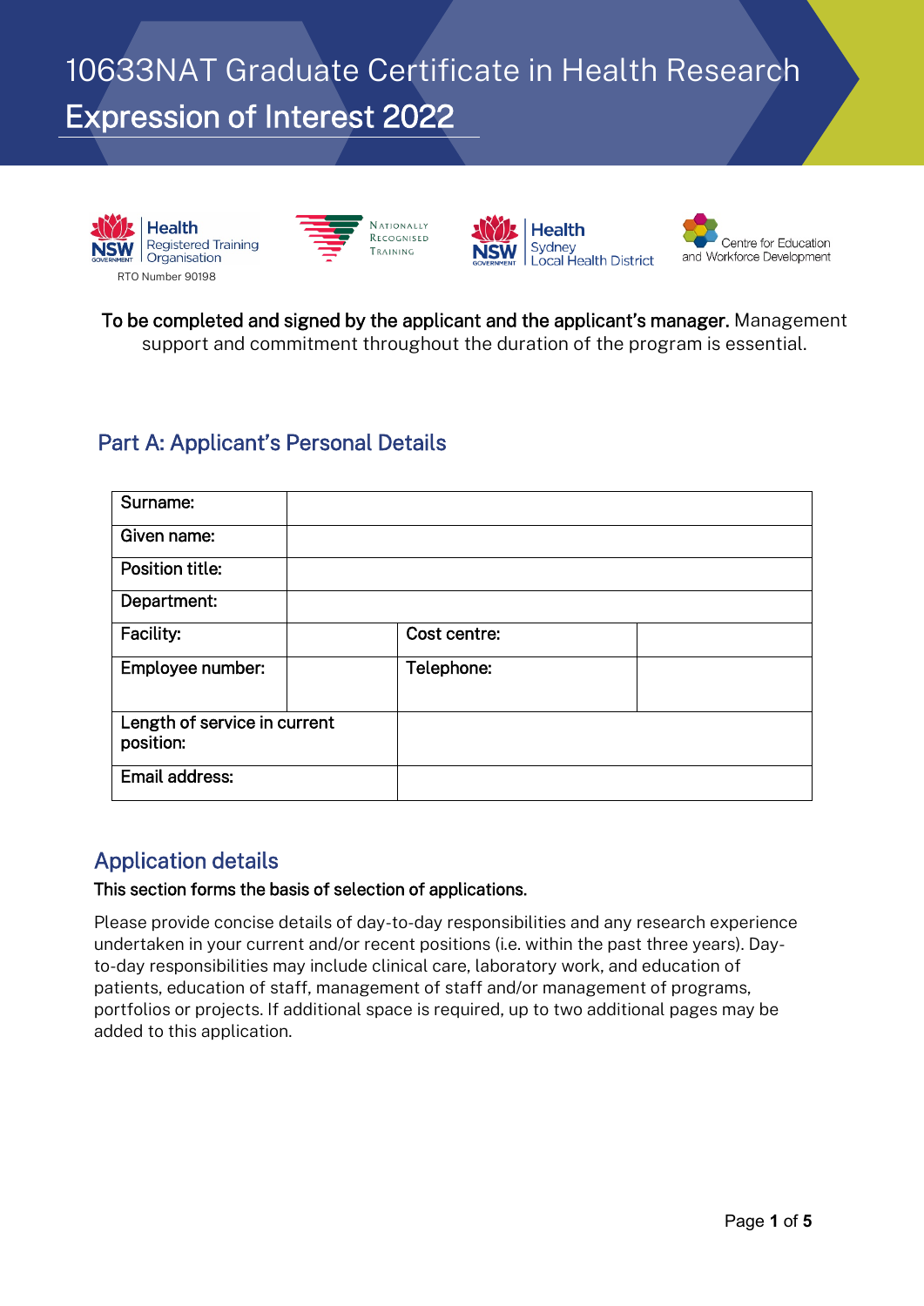# 10633NAT Graduate Certificate in Health Research

# Expression of Interest 2022

Health Registered Training Organisation
RTO Number 90198

Nationally Recognised Training

Health Sydney Local Health District

Centre for Education and Workforce Development

**To be completed and signed by the applicant and the applicant's manager.** Management support and commitment throughout the duration of the program is essential.

## Part A: Applicant's Personal Details

| Surname: | | | |
|---|---|---|---|
| Given name: | | | |
| Position title: | | | |
| Department: | | | |
| Facility: | | Cost centre: | |
| Employee number: | | Telephone: | |
| Length of service in current position: | | | |
| Email address: | | | |

## Application details

**This section forms the basis of selection of applications.**

Please provide concise details of day-to-day responsibilities and any research experience undertaken in your current and/or recent positions (i.e. within the past three years). Day-to-day responsibilities may include clinical care, laboratory work, and education of patients, education of staff, management of staff and/or management of programs, portfolios or projects. If additional space is required, up to two additional pages may be added to this application.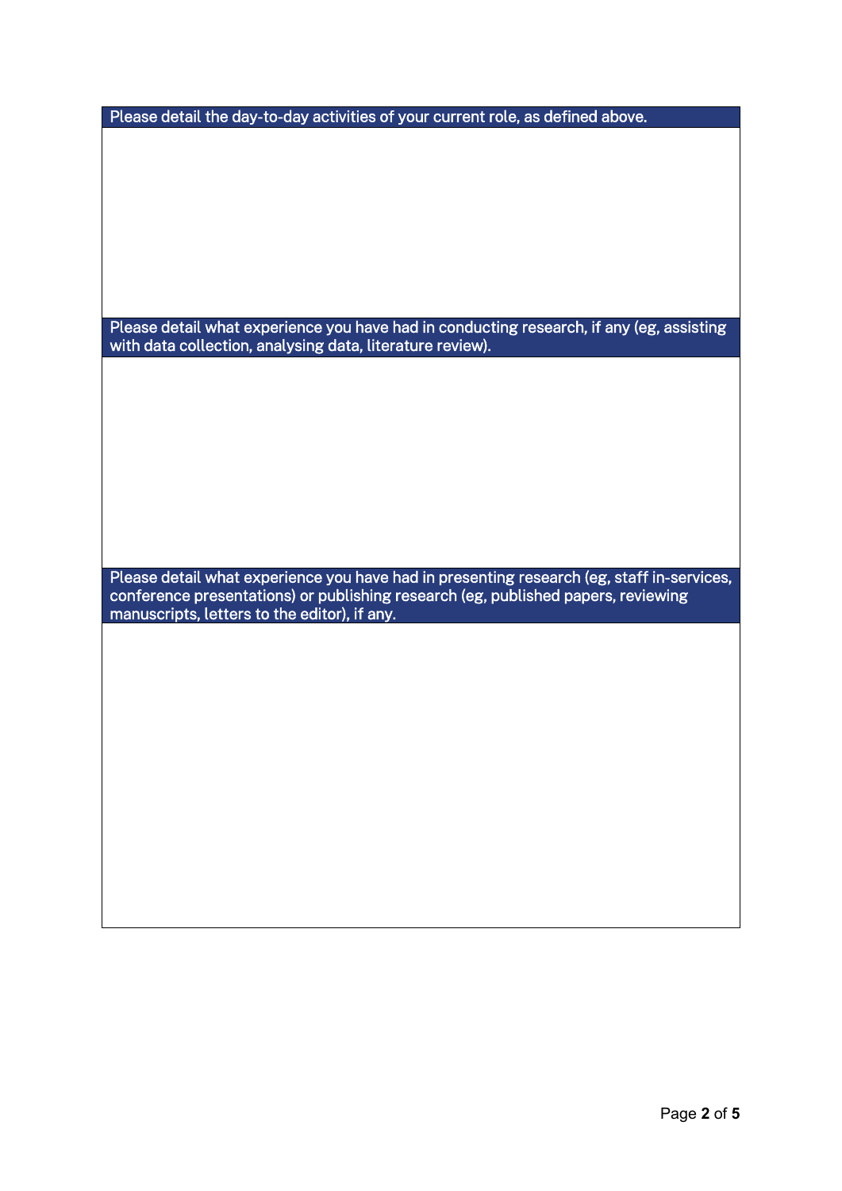| Please detail the day-to-day activities of your current role, as defined above. |
| --- |
| |

| Please detail what experience you have had in conducting research, if any (eg, assisting with data collection, analysing data, literature review). |
| --- |
| |

| Please detail what experience you have had in presenting research (eg, staff in-services, conference presentations) or publishing research (eg, published papers, reviewing manuscripts, letters to the editor), if any. |
| --- |
| |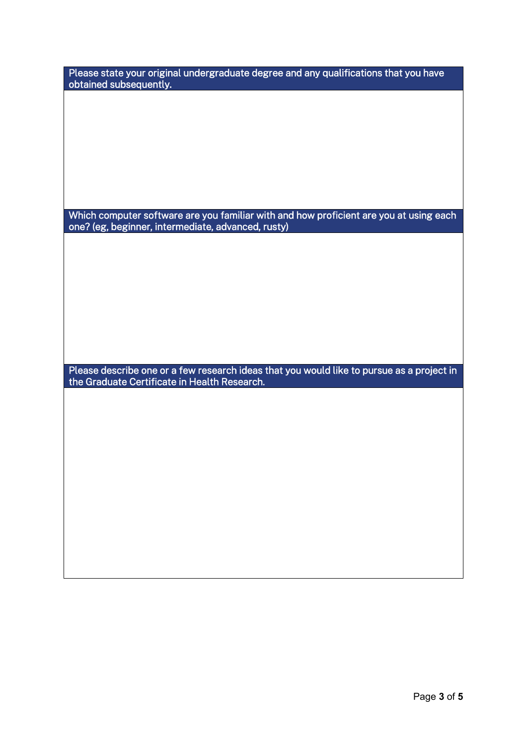| Please state your original undergraduate degree and any qualifications that you have obtained subsequently. |
| --- |
| |

| Which computer software are you familiar with and how proficient are you at using each one? (eg, beginner, intermediate, advanced, rusty) |
| --- |
| |

| Please describe one or a few research ideas that you would like to pursue as a project in the Graduate Certificate in Health Research. |
| --- |
| |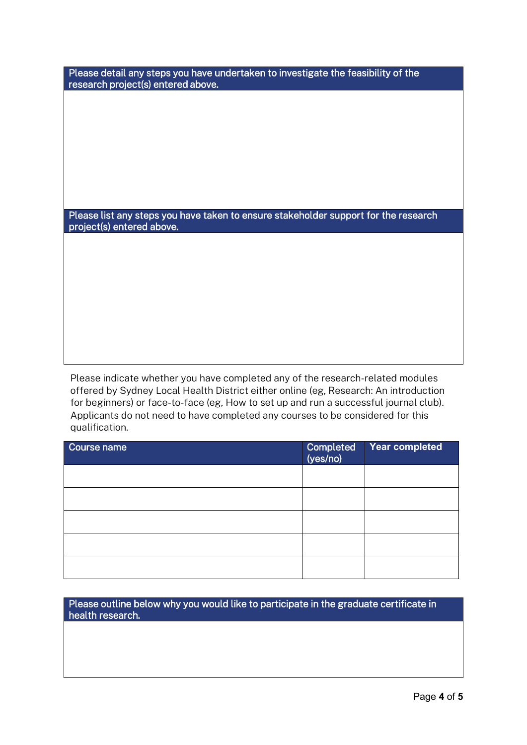| Please detail any steps you have undertaken to investigate the feasibility of the research project(s) entered above. |
| --- |
| |

| Please list any steps you have taken to ensure stakeholder support for the research project(s) entered above. |
| --- |
| |

Please indicate whether you have completed any of the research-related modules offered by Sydney Local Health District either online (eg, Research: An introduction for beginners) or face-to-face (eg, How to set up and run a successful journal club). Applicants do not need to have completed any courses to be considered for this qualification.

| Course name | Completed (yes/no) | Year completed |
| --- | --- | --- |
| | | |
| | | |
| | | |
| | | |
| | | |

| Please outline below why you would like to participate in the graduate certificate in health research. |
| --- |
| |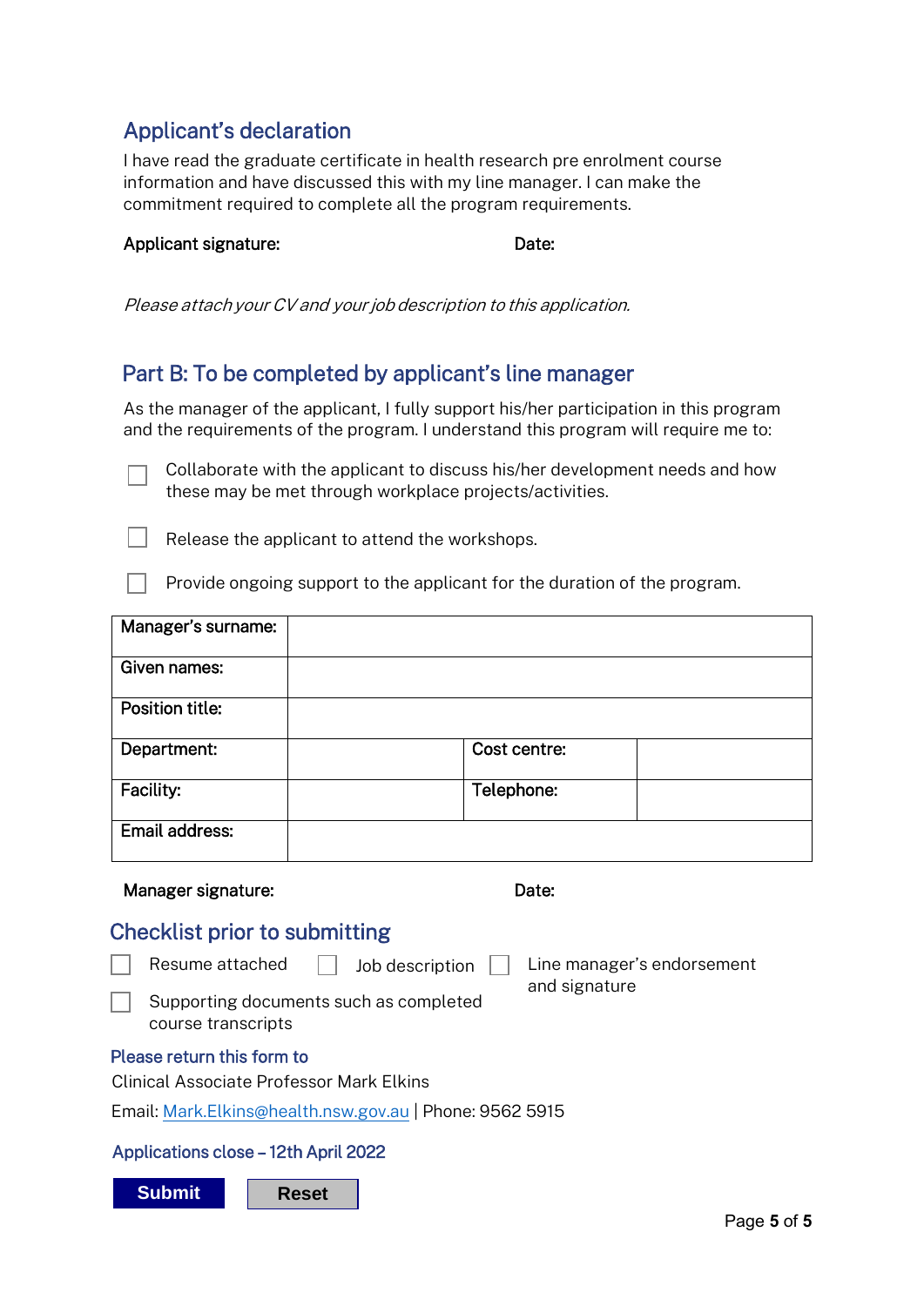## Applicant's declaration

I have read the graduate certificate in health research pre enrolment course information and have discussed this with my line manager. I can make the commitment required to complete all the program requirements.

**Applicant signature:** **Date:**

*Please attach your CV and your job description to this application.*

## Part B: To be completed by applicant's line manager

As the manager of the applicant, I fully support his/her participation in this program and the requirements of the program. I understand this program will require me to:

- ☐ Collaborate with the applicant to discuss his/her development needs and how these may be met through workplace projects/activities.
- ☐ Release the applicant to attend the workshops.
- ☐ Provide ongoing support to the applicant for the duration of the program.

| | | | |
|---|---|---|---|
| Manager's surname: | | | |
| Given names: | | | |
| Position title: | | | |
| Department: | | Cost centre: | |
| Facility: | | Telephone: | |
| Email address: | | | |

**Manager signature:** **Date:**

## Checklist prior to submitting

- ☐ Resume attached
- ☐ Job description
- ☐ Line manager's endorsement and signature
- ☐ Supporting documents such as completed course transcripts

### Please return this form to

Clinical Associate Professor Mark Elkins

Email: Mark.Elkins@health.nsw.gov.au | Phone: 9562 5915

### Applications close – 12th April 2022

Submit Reset